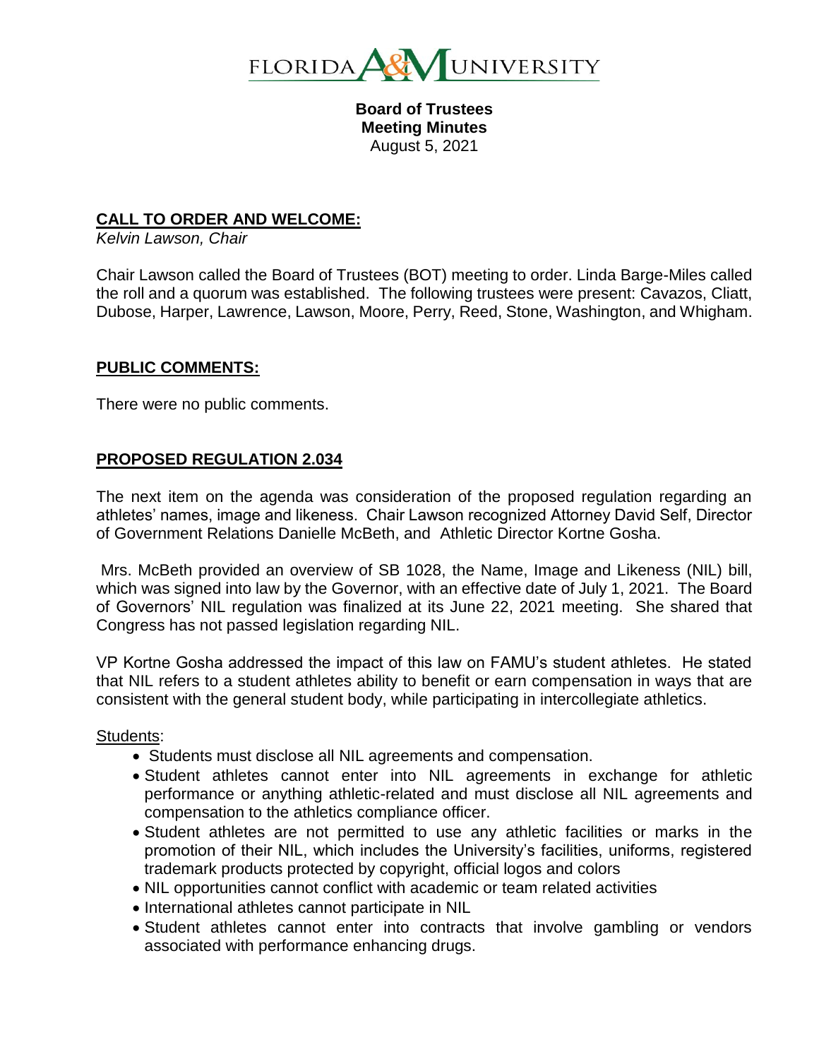FLORIDA A&M UNIVERSITY

**Board of Trustees**
**Meeting Minutes**
August 5, 2021

## CALL TO ORDER AND WELCOME:

*Kelvin Lawson, Chair*

Chair Lawson called the Board of Trustees (BOT) meeting to order. Linda Barge-Miles called the roll and a quorum was established. The following trustees were present: Cavazos, Cliatt, Dubose, Harper, Lawrence, Lawson, Moore, Perry, Reed, Stone, Washington, and Whigham.

## PUBLIC COMMENTS:

There were no public comments.

## PROPOSED REGULATION 2.034

The next item on the agenda was consideration of the proposed regulation regarding an athletes' names, image and likeness. Chair Lawson recognized Attorney David Self, Director of Government Relations Danielle McBeth, and Athletic Director Kortne Gosha.

Mrs. McBeth provided an overview of SB 1028, the Name, Image and Likeness (NIL) bill, which was signed into law by the Governor, with an effective date of July 1, 2021. The Board of Governors' NIL regulation was finalized at its June 22, 2021 meeting. She shared that Congress has not passed legislation regarding NIL.

VP Kortne Gosha addressed the impact of this law on FAMU's student athletes. He stated that NIL refers to a student athletes ability to benefit or earn compensation in ways that are consistent with the general student body, while participating in intercollegiate athletics.

Students:

- Students must disclose all NIL agreements and compensation.
- Student athletes cannot enter into NIL agreements in exchange for athletic performance or anything athletic-related and must disclose all NIL agreements and compensation to the athletics compliance officer.
- Student athletes are not permitted to use any athletic facilities or marks in the promotion of their NIL, which includes the University's facilities, uniforms, registered trademark products protected by copyright, official logos and colors
- NIL opportunities cannot conflict with academic or team related activities
- International athletes cannot participate in NIL
- Student athletes cannot enter into contracts that involve gambling or vendors associated with performance enhancing drugs.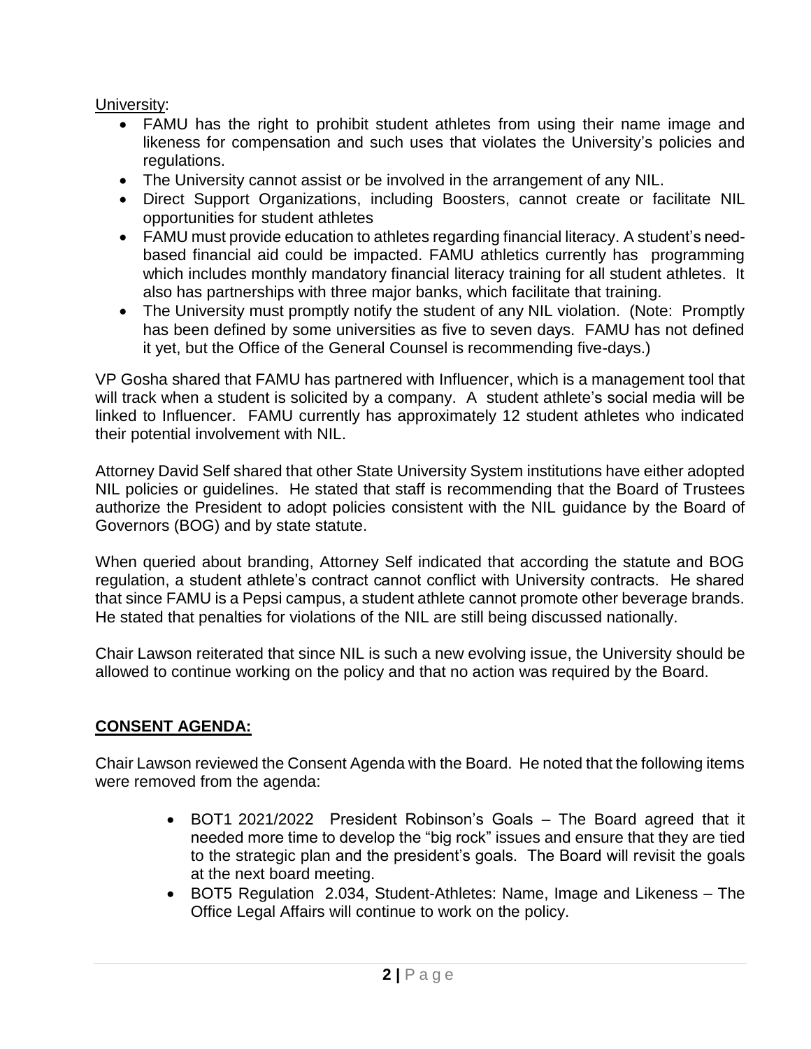University:

- FAMU has the right to prohibit student athletes from using their name image and likeness for compensation and such uses that violates the University's policies and regulations.
- The University cannot assist or be involved in the arrangement of any NIL.
- Direct Support Organizations, including Boosters, cannot create or facilitate NIL opportunities for student athletes
- FAMU must provide education to athletes regarding financial literacy. A student's need-based financial aid could be impacted. FAMU athletics currently has programming which includes monthly mandatory financial literacy training for all student athletes. It also has partnerships with three major banks, which facilitate that training.
- The University must promptly notify the student of any NIL violation. (Note: Promptly has been defined by some universities as five to seven days. FAMU has not defined it yet, but the Office of the General Counsel is recommending five-days.)

VP Gosha shared that FAMU has partnered with Influencer, which is a management tool that will track when a student is solicited by a company. A student athlete's social media will be linked to Influencer. FAMU currently has approximately 12 student athletes who indicated their potential involvement with NIL.

Attorney David Self shared that other State University System institutions have either adopted NIL policies or guidelines. He stated that staff is recommending that the Board of Trustees authorize the President to adopt policies consistent with the NIL guidance by the Board of Governors (BOG) and by state statute.

When queried about branding, Attorney Self indicated that according the statute and BOG regulation, a student athlete's contract cannot conflict with University contracts. He shared that since FAMU is a Pepsi campus, a student athlete cannot promote other beverage brands. He stated that penalties for violations of the NIL are still being discussed nationally.

Chair Lawson reiterated that since NIL is such a new evolving issue, the University should be allowed to continue working on the policy and that no action was required by the Board.

## CONSENT AGENDA:

Chair Lawson reviewed the Consent Agenda with the Board. He noted that the following items were removed from the agenda:

- BOT1 2021/2022 President Robinson's Goals – The Board agreed that it needed more time to develop the "big rock" issues and ensure that they are tied to the strategic plan and the president's goals. The Board will revisit the goals at the next board meeting.
- BOT5 Regulation 2.034, Student-Athletes: Name, Image and Likeness – The Office Legal Affairs will continue to work on the policy.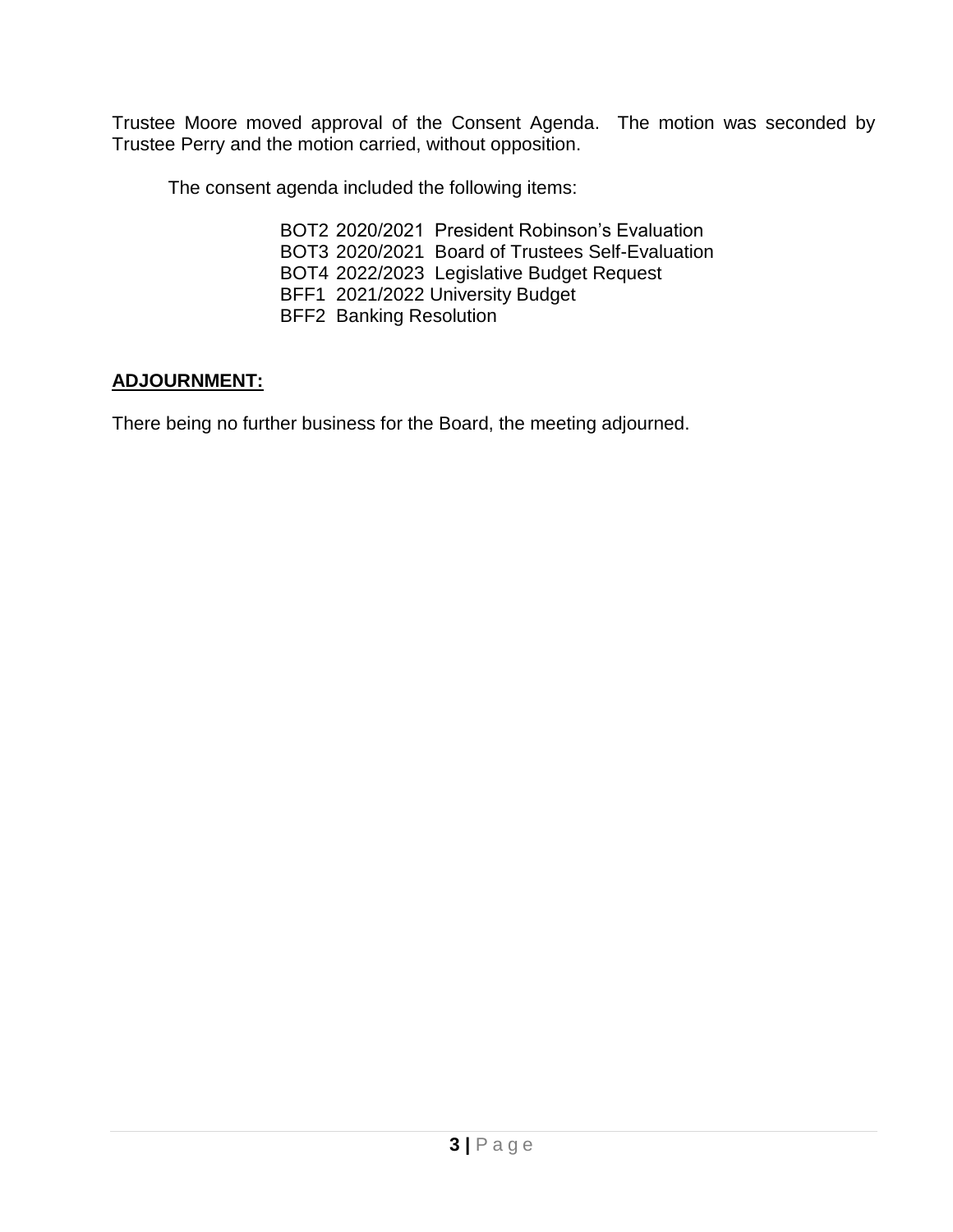Trustee Moore moved approval of the Consent Agenda. The motion was seconded by Trustee Perry and the motion carried, without opposition.

The consent agenda included the following items:

BOT2 2020/2021 President Robinson's Evaluation
BOT3 2020/2021 Board of Trustees Self-Evaluation
BOT4 2022/2023 Legislative Budget Request
BFF1 2021/2022 University Budget
BFF2 Banking Resolution

**ADJOURNMENT:**

There being no further business for the Board, the meeting adjourned.